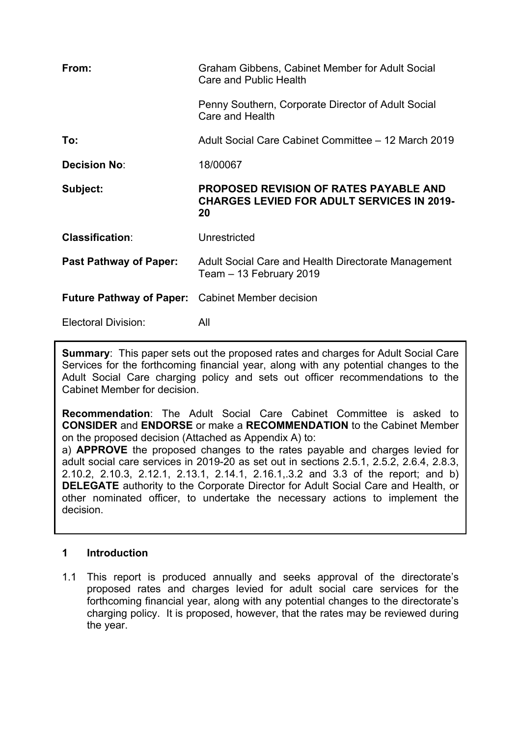| | |
|---|---|
| **From:** | Graham Gibbens, Cabinet Member for Adult Social Care and Public Health<br><br>Penny Southern, Corporate Director of Adult Social Care and Health |
| **To:** | Adult Social Care Cabinet Committee – 12 March 2019 |
| **Decision No**: | 18/00067 |
| **Subject:** | **PROPOSED REVISION OF RATES PAYABLE AND CHARGES LEVIED FOR ADULT SERVICES IN 2019-20** |
| **Classification**: | Unrestricted |
| **Past Pathway of Paper:** | Adult Social Care and Health Directorate Management Team – 13 February 2019 |
| **Future Pathway of Paper:** | Cabinet Member decision |
| Electoral Division: | All |

**Summary**: This paper sets out the proposed rates and charges for Adult Social Care Services for the forthcoming financial year, along with any potential changes to the Adult Social Care charging policy and sets out officer recommendations to the Cabinet Member for decision.

**Recommendation**: The Adult Social Care Cabinet Committee is asked to **CONSIDER** and **ENDORSE** or make a **RECOMMENDATION** to the Cabinet Member on the proposed decision (Attached as Appendix A) to:
a) **APPROVE** the proposed changes to the rates payable and charges levied for adult social care services in 2019-20 as set out in sections 2.5.1, 2.5.2, 2.6.4, 2.8.3, 2.10.2, 2.10.3, 2.12.1, 2.13.1, 2.14.1, 2.16.1,.3.2 and 3.3 of the report; and b) **DELEGATE** authority to the Corporate Director for Adult Social Care and Health, or other nominated officer, to undertake the necessary actions to implement the decision.

## 1 Introduction

1.1 This report is produced annually and seeks approval of the directorate's proposed rates and charges levied for adult social care services for the forthcoming financial year, along with any potential changes to the directorate's charging policy. It is proposed, however, that the rates may be reviewed during the year.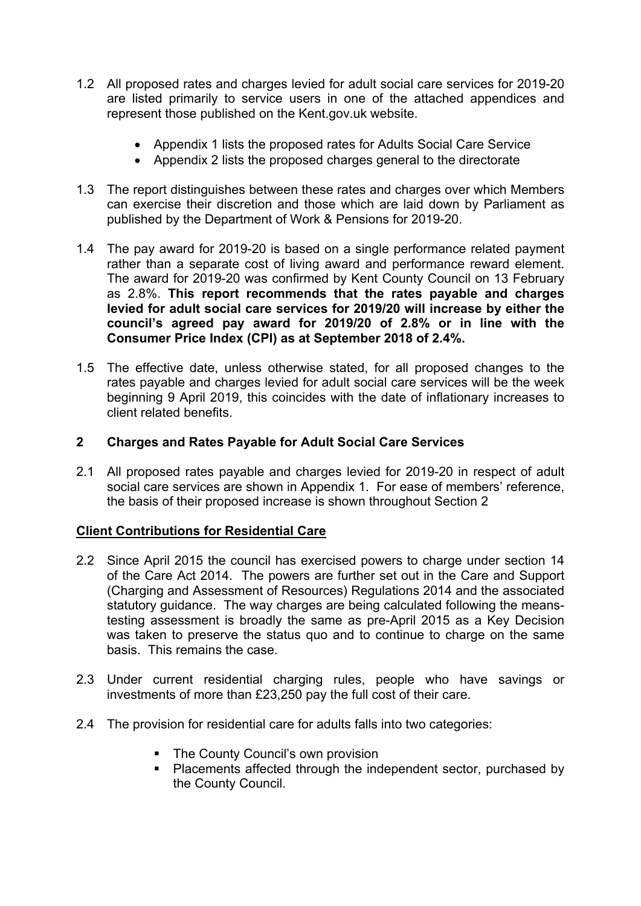1.2 All proposed rates and charges levied for adult social care services for 2019-20 are listed primarily to service users in one of the attached appendices and represent those published on the Kent.gov.uk website.

- Appendix 1 lists the proposed rates for Adults Social Care Service
- Appendix 2 lists the proposed charges general to the directorate

1.3 The report distinguishes between these rates and charges over which Members can exercise their discretion and those which are laid down by Parliament as published by the Department of Work & Pensions for 2019-20.

1.4 The pay award for 2019-20 is based on a single performance related payment rather than a separate cost of living award and performance reward element. The award for 2019-20 was confirmed by Kent County Council on 13 February as 2.8%. **This report recommends that the rates payable and charges levied for adult social care services for 2019/20 will increase by either the council's agreed pay award for 2019/20 of 2.8% or in line with the Consumer Price Index (CPI) as at September 2018 of 2.4%.**

1.5 The effective date, unless otherwise stated, for all proposed changes to the rates payable and charges levied for adult social care services will be the week beginning 9 April 2019, this coincides with the date of inflationary increases to client related benefits.

## 2 Charges and Rates Payable for Adult Social Care Services

2.1 All proposed rates payable and charges levied for 2019-20 in respect of adult social care services are shown in Appendix 1. For ease of members' reference, the basis of their proposed increase is shown throughout Section 2

**Client Contributions for Residential Care**

2.2 Since April 2015 the council has exercised powers to charge under section 14 of the Care Act 2014. The powers are further set out in the Care and Support (Charging and Assessment of Resources) Regulations 2014 and the associated statutory guidance. The way charges are being calculated following the means-testing assessment is broadly the same as pre-April 2015 as a Key Decision was taken to preserve the status quo and to continue to charge on the same basis. This remains the case.

2.3 Under current residential charging rules, people who have savings or investments of more than £23,250 pay the full cost of their care.

2.4 The provision for residential care for adults falls into two categories:

- The County Council's own provision
- Placements affected through the independent sector, purchased by the County Council.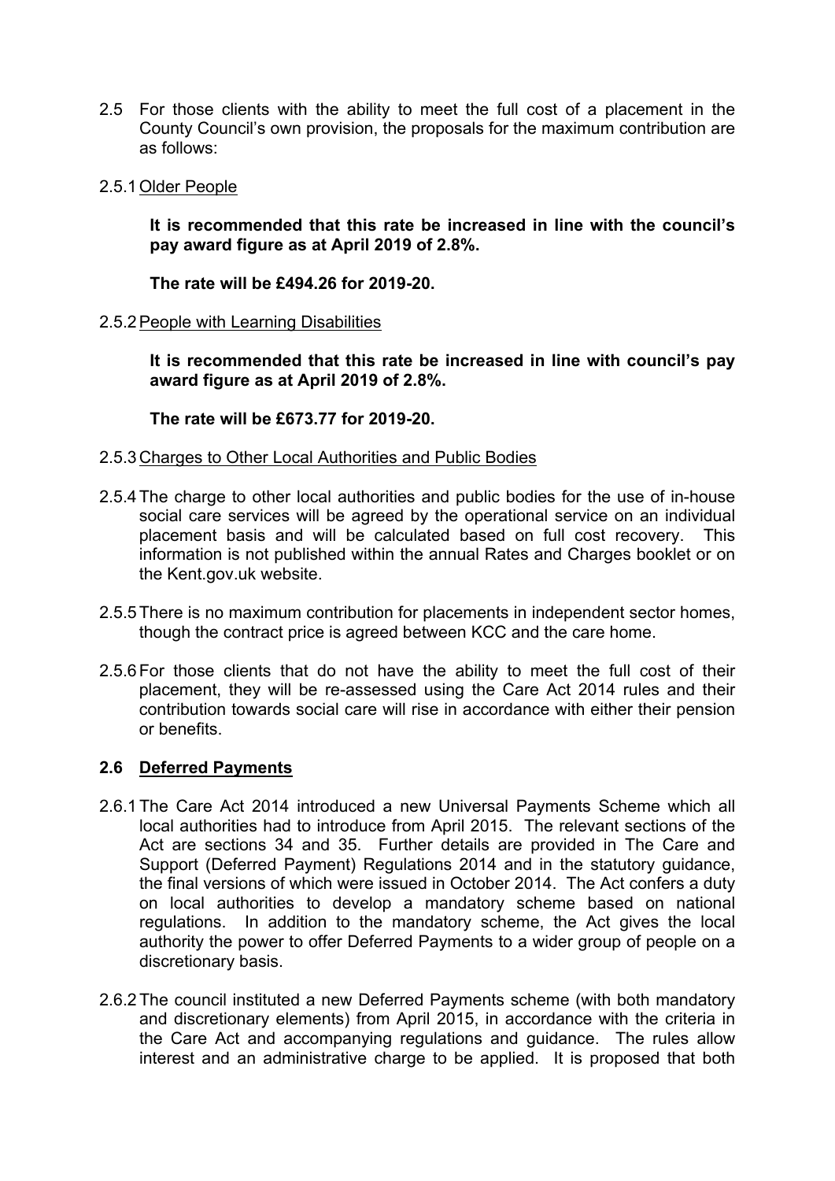2.5 For those clients with the ability to meet the full cost of a placement in the County Council's own provision, the proposals for the maximum contribution are as follows:

2.5.1 Older People

**It is recommended that this rate be increased in line with the council's pay award figure as at April 2019 of 2.8%.**

**The rate will be £494.26 for 2019-20.**

2.5.2 People with Learning Disabilities

**It is recommended that this rate be increased in line with council's pay award figure as at April 2019 of 2.8%.**

**The rate will be £673.77 for 2019-20.**

2.5.3 Charges to Other Local Authorities and Public Bodies

2.5.4 The charge to other local authorities and public bodies for the use of in-house social care services will be agreed by the operational service on an individual placement basis and will be calculated based on full cost recovery. This information is not published within the annual Rates and Charges booklet or on the Kent.gov.uk website.

2.5.5 There is no maximum contribution for placements in independent sector homes, though the contract price is agreed between KCC and the care home.

2.5.6 For those clients that do not have the ability to meet the full cost of their placement, they will be re-assessed using the Care Act 2014 rules and their contribution towards social care will rise in accordance with either their pension or benefits.

## 2.6 Deferred Payments

2.6.1 The Care Act 2014 introduced a new Universal Payments Scheme which all local authorities had to introduce from April 2015. The relevant sections of the Act are sections 34 and 35. Further details are provided in The Care and Support (Deferred Payment) Regulations 2014 and in the statutory guidance, the final versions of which were issued in October 2014. The Act confers a duty on local authorities to develop a mandatory scheme based on national regulations. In addition to the mandatory scheme, the Act gives the local authority the power to offer Deferred Payments to a wider group of people on a discretionary basis.

2.6.2 The council instituted a new Deferred Payments scheme (with both mandatory and discretionary elements) from April 2015, in accordance with the criteria in the Care Act and accompanying regulations and guidance. The rules allow interest and an administrative charge to be applied. It is proposed that both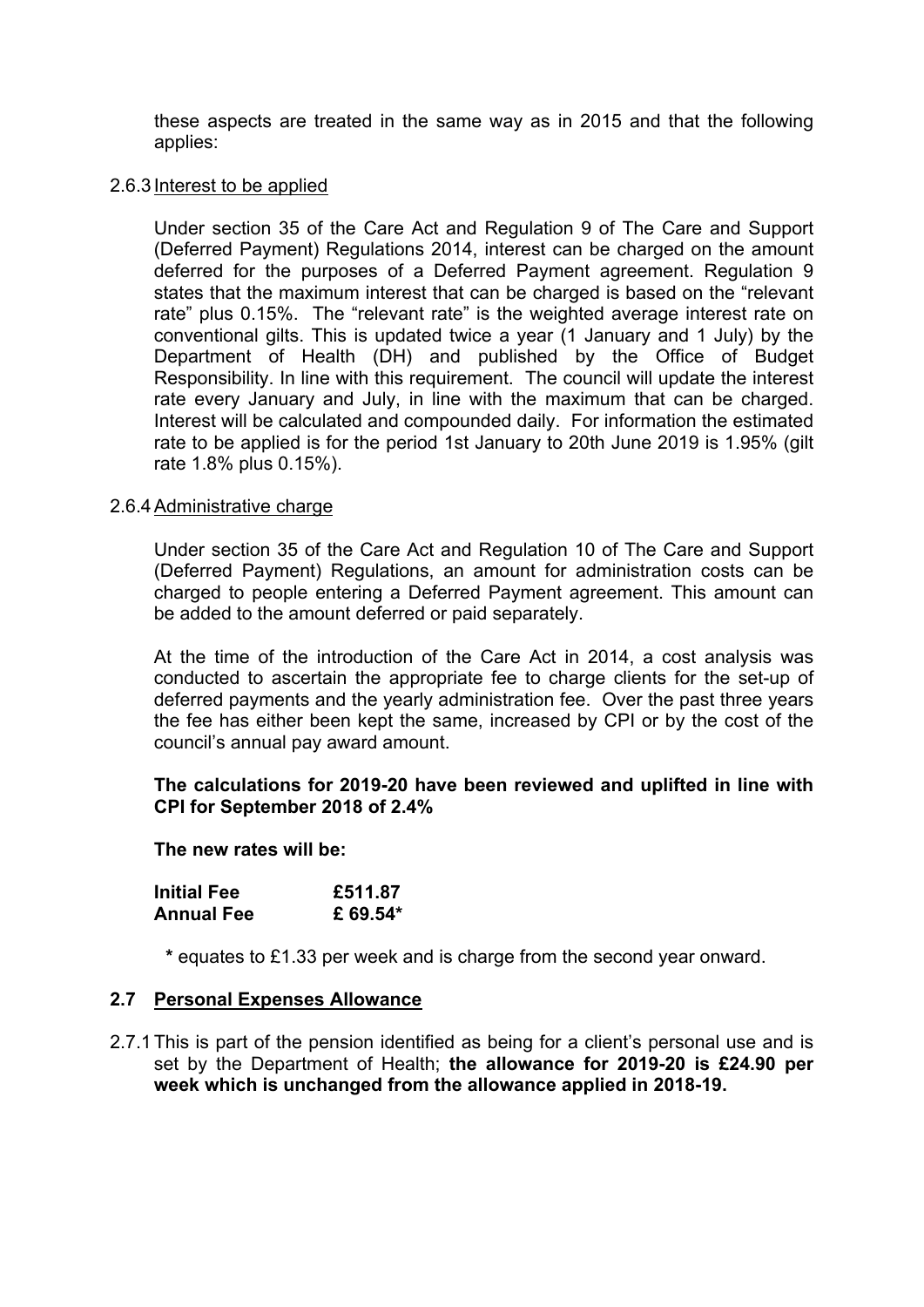these aspects are treated in the same way as in 2015 and that the following applies:

2.6.3 Interest to be applied

Under section 35 of the Care Act and Regulation 9 of The Care and Support (Deferred Payment) Regulations 2014, interest can be charged on the amount deferred for the purposes of a Deferred Payment agreement. Regulation 9 states that the maximum interest that can be charged is based on the "relevant rate" plus 0.15%. The "relevant rate" is the weighted average interest rate on conventional gilts. This is updated twice a year (1 January and 1 July) by the Department of Health (DH) and published by the Office of Budget Responsibility. In line with this requirement. The council will update the interest rate every January and July, in line with the maximum that can be charged. Interest will be calculated and compounded daily. For information the estimated rate to be applied is for the period 1st January to 20th June 2019 is 1.95% (gilt rate 1.8% plus 0.15%).

2.6.4 Administrative charge

Under section 35 of the Care Act and Regulation 10 of The Care and Support (Deferred Payment) Regulations, an amount for administration costs can be charged to people entering a Deferred Payment agreement. This amount can be added to the amount deferred or paid separately.

At the time of the introduction of the Care Act in 2014, a cost analysis was conducted to ascertain the appropriate fee to charge clients for the set-up of deferred payments and the yearly administration fee. Over the past three years the fee has either been kept the same, increased by CPI or by the cost of the council's annual pay award amount.

**The calculations for 2019-20 have been reviewed and uplifted in line with CPI for September 2018 of 2.4%**

**The new rates will be:**

| | |
|---|---|
| **Initial Fee** | **£511.87** |
| **Annual Fee** | **£ 69.54*** |

**\*** equates to £1.33 per week and is charge from the second year onward.

## 2.7 Personal Expenses Allowance

2.7.1 This is part of the pension identified as being for a client's personal use and is set by the Department of Health; **the allowance for 2019-20 is £24.90 per week which is unchanged from the allowance applied in 2018-19.**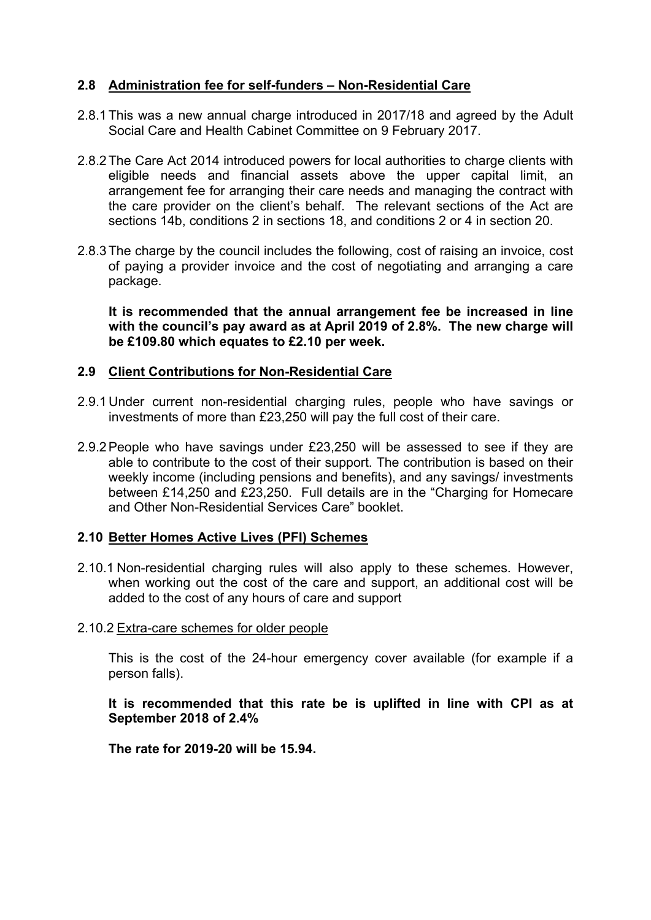## 2.8 Administration fee for self-funders – Non-Residential Care

2.8.1 This was a new annual charge introduced in 2017/18 and agreed by the Adult Social Care and Health Cabinet Committee on 9 February 2017.

2.8.2 The Care Act 2014 introduced powers for local authorities to charge clients with eligible needs and financial assets above the upper capital limit, an arrangement fee for arranging their care needs and managing the contract with the care provider on the client's behalf. The relevant sections of the Act are sections 14b, conditions 2 in sections 18, and conditions 2 or 4 in section 20.

2.8.3 The charge by the council includes the following, cost of raising an invoice, cost of paying a provider invoice and the cost of negotiating and arranging a care package.

**It is recommended that the annual arrangement fee be increased in line with the council's pay award as at April 2019 of 2.8%. The new charge will be £109.80 which equates to £2.10 per week.**

## 2.9 Client Contributions for Non-Residential Care

2.9.1 Under current non-residential charging rules, people who have savings or investments of more than £23,250 will pay the full cost of their care.

2.9.2 People who have savings under £23,250 will be assessed to see if they are able to contribute to the cost of their support. The contribution is based on their weekly income (including pensions and benefits), and any savings/ investments between £14,250 and £23,250. Full details are in the "Charging for Homecare and Other Non-Residential Services Care" booklet.

## 2.10 Better Homes Active Lives (PFI) Schemes

2.10.1 Non-residential charging rules will also apply to these schemes. However, when working out the cost of the care and support, an additional cost will be added to the cost of any hours of care and support

2.10.2 Extra-care schemes for older people

This is the cost of the 24-hour emergency cover available (for example if a person falls).

**It is recommended that this rate be is uplifted in line with CPI as at September 2018 of 2.4%**

**The rate for 2019-20 will be 15.94.**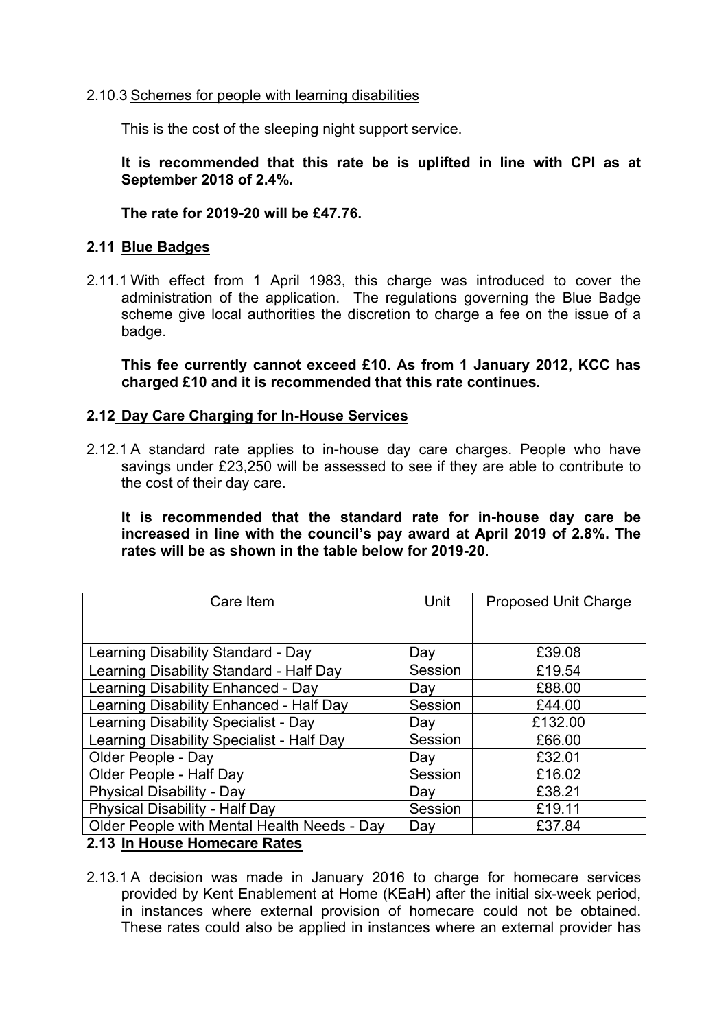2.10.3 Schemes for people with learning disabilities

This is the cost of the sleeping night support service.

**It is recommended that this rate be is uplifted in line with CPI as at September 2018 of 2.4%.**

**The rate for 2019-20 will be £47.76.**

## 2.11 Blue Badges

2.11.1 With effect from 1 April 1983, this charge was introduced to cover the administration of the application. The regulations governing the Blue Badge scheme give local authorities the discretion to charge a fee on the issue of a badge.

**This fee currently cannot exceed £10. As from 1 January 2012, KCC has charged £10 and it is recommended that this rate continues.**

## 2.12 Day Care Charging for In-House Services

2.12.1 A standard rate applies to in-house day care charges. People who have savings under £23,250 will be assessed to see if they are able to contribute to the cost of their day care.

**It is recommended that the standard rate for in-house day care be increased in line with the council's pay award at April 2019 of 2.8%. The rates will be as shown in the table below for 2019-20.**

| Care Item | Unit | Proposed Unit Charge |
|---|---|---|
| Learning Disability Standard - Day | Day | £39.08 |
| Learning Disability Standard - Half Day | Session | £19.54 |
| Learning Disability Enhanced - Day | Day | £88.00 |
| Learning Disability Enhanced - Half Day | Session | £44.00 |
| Learning Disability Specialist - Day | Day | £132.00 |
| Learning Disability Specialist - Half Day | Session | £66.00 |
| Older People - Day | Day | £32.01 |
| Older People - Half Day | Session | £16.02 |
| Physical Disability - Day | Day | £38.21 |
| Physical Disability - Half Day | Session | £19.11 |
| Older People with Mental Health Needs - Day | Day | £37.84 |

## 2.13 In House Homecare Rates

2.13.1 A decision was made in January 2016 to charge for homecare services provided by Kent Enablement at Home (KEaH) after the initial six-week period, in instances where external provision of homecare could not be obtained. These rates could also be applied in instances where an external provider has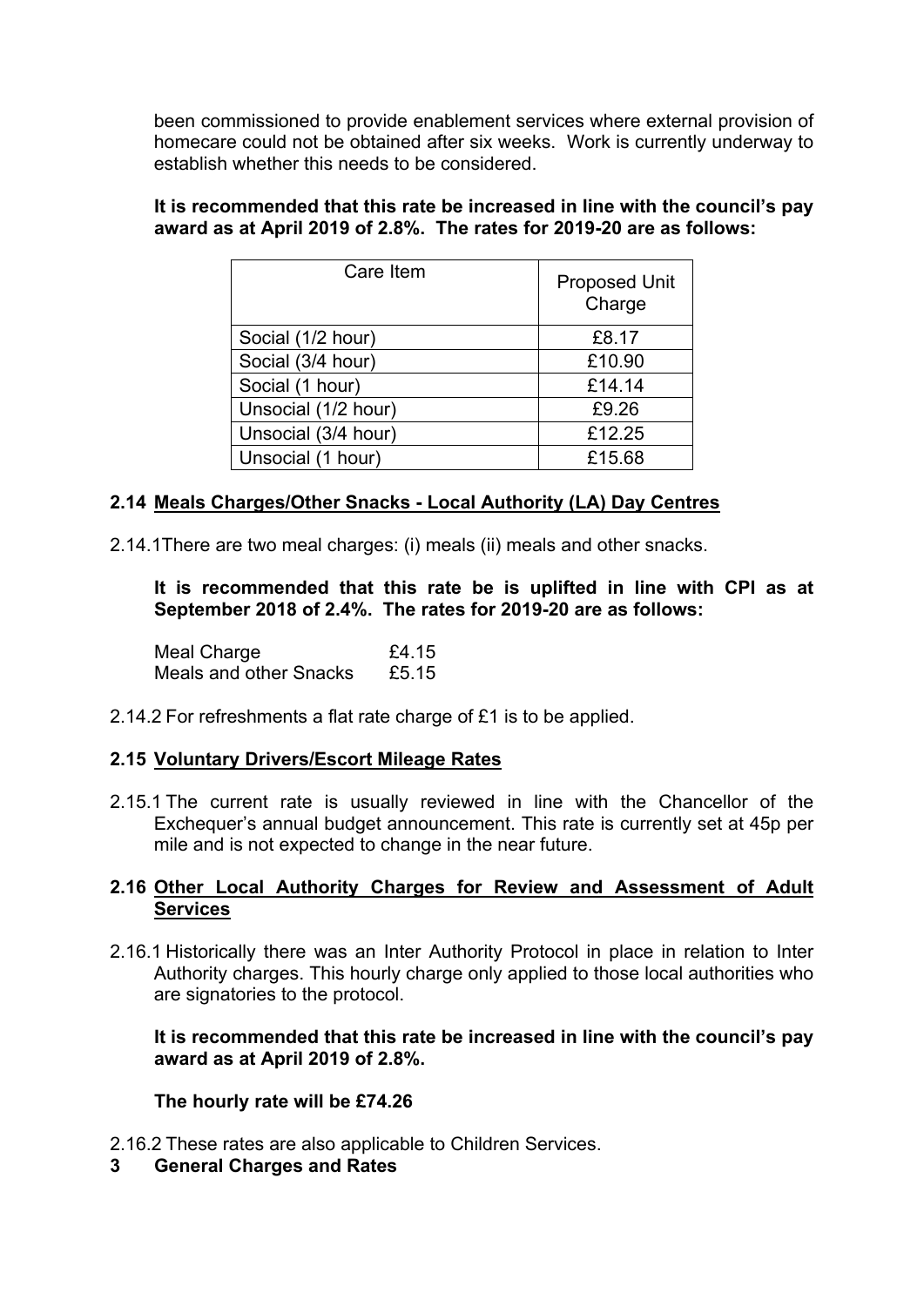been commissioned to provide enablement services where external provision of homecare could not be obtained after six weeks. Work is currently underway to establish whether this needs to be considered.

**It is recommended that this rate be increased in line with the council's pay award as at April 2019 of 2.8%. The rates for 2019-20 are as follows:**

| Care Item | Proposed Unit Charge |
|---|---|
| Social (1/2 hour) | £8.17 |
| Social (3/4 hour) | £10.90 |
| Social (1 hour) | £14.14 |
| Unsocial (1/2 hour) | £9.26 |
| Unsocial (3/4 hour) | £12.25 |
| Unsocial (1 hour) | £15.68 |

## 2.14 Meals Charges/Other Snacks - Local Authority (LA) Day Centres

2.14.1 There are two meal charges: (i) meals (ii) meals and other snacks.

**It is recommended that this rate be is uplifted in line with CPI as at September 2018 of 2.4%. The rates for 2019-20 are as follows:**

Meal Charge £4.15
Meals and other Snacks £5.15

2.14.2 For refreshments a flat rate charge of £1 is to be applied.

## 2.15 Voluntary Drivers/Escort Mileage Rates

2.15.1 The current rate is usually reviewed in line with the Chancellor of the Exchequer's annual budget announcement. This rate is currently set at 45p per mile and is not expected to change in the near future.

## 2.16 Other Local Authority Charges for Review and Assessment of Adult Services

2.16.1 Historically there was an Inter Authority Protocol in place in relation to Inter Authority charges. This hourly charge only applied to those local authorities who are signatories to the protocol.

**It is recommended that this rate be increased in line with the council's pay award as at April 2019 of 2.8%.**

**The hourly rate will be £74.26**

2.16.2 These rates are also applicable to Children Services.

# 3 General Charges and Rates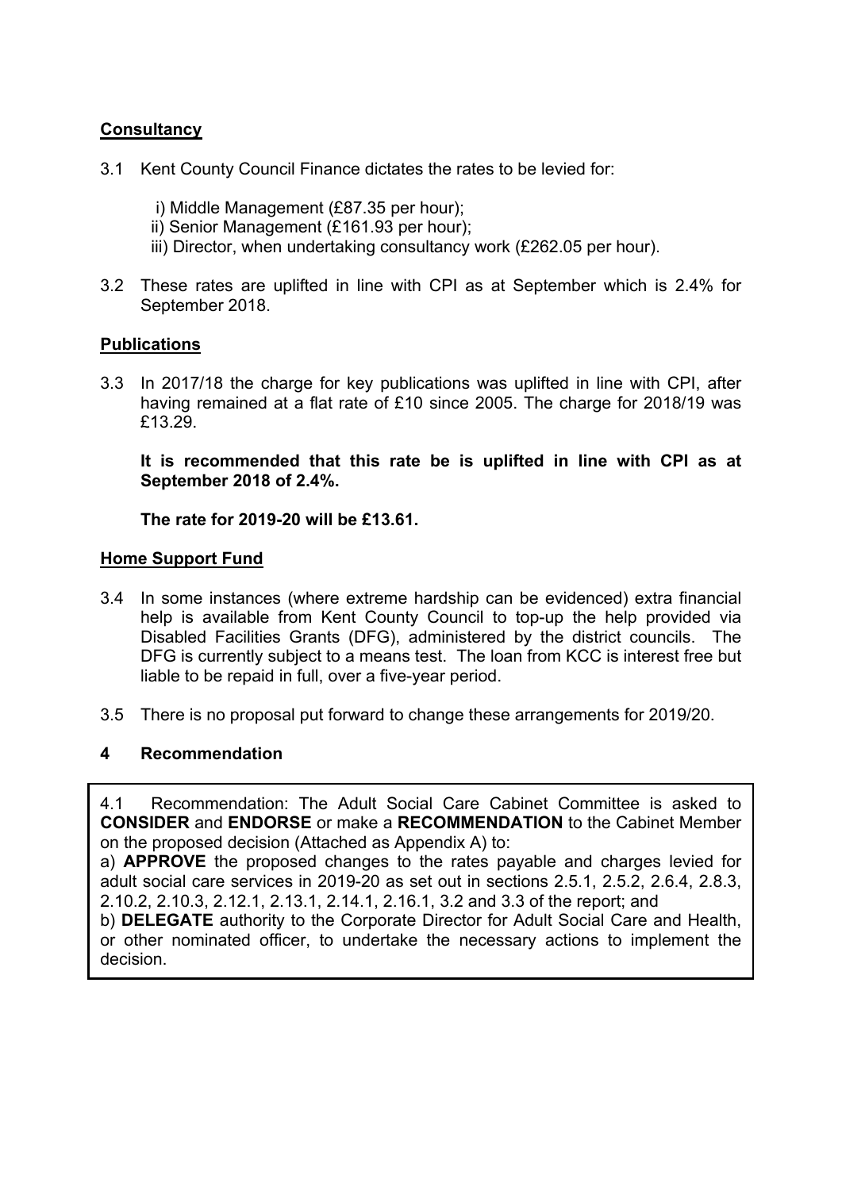## Consultancy

3.1 Kent County Council Finance dictates the rates to be levied for:

i) Middle Management (£87.35 per hour);
ii) Senior Management (£161.93 per hour);
iii) Director, when undertaking consultancy work (£262.05 per hour).

3.2 These rates are uplifted in line with CPI as at September which is 2.4% for September 2018.

## Publications

3.3 In 2017/18 the charge for key publications was uplifted in line with CPI, after having remained at a flat rate of £10 since 2005. The charge for 2018/19 was £13.29.

**It is recommended that this rate be is uplifted in line with CPI as at September 2018 of 2.4%.**

**The rate for 2019-20 will be £13.61.**

## Home Support Fund

3.4 In some instances (where extreme hardship can be evidenced) extra financial help is available from Kent County Council to top-up the help provided via Disabled Facilities Grants (DFG), administered by the district councils. The DFG is currently subject to a means test. The loan from KCC is interest free but liable to be repaid in full, over a five-year period.

3.5 There is no proposal put forward to change these arrangements for 2019/20.

## 4 Recommendation

4.1 Recommendation: The Adult Social Care Cabinet Committee is asked to **CONSIDER** and **ENDORSE** or make a **RECOMMENDATION** to the Cabinet Member on the proposed decision (Attached as Appendix A) to:
a) **APPROVE** the proposed changes to the rates payable and charges levied for adult social care services in 2019-20 as set out in sections 2.5.1, 2.5.2, 2.6.4, 2.8.3, 2.10.2, 2.10.3, 2.12.1, 2.13.1, 2.14.1, 2.16.1, 3.2 and 3.3 of the report; and
b) **DELEGATE** authority to the Corporate Director for Adult Social Care and Health, or other nominated officer, to undertake the necessary actions to implement the decision.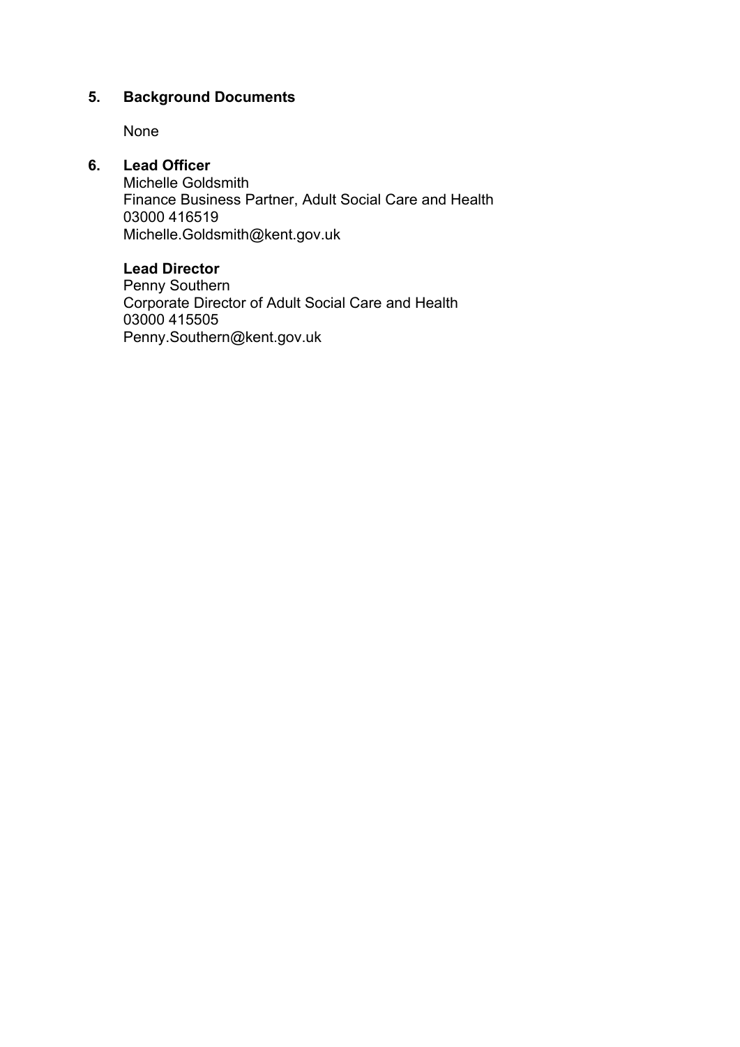## 5. Background Documents

None

## 6. Lead Officer

Michelle Goldsmith
Finance Business Partner, Adult Social Care and Health
03000 416519
Michelle.Goldsmith@kent.gov.uk

**Lead Director**

Penny Southern
Corporate Director of Adult Social Care and Health
03000 415505
Penny.Southern@kent.gov.uk